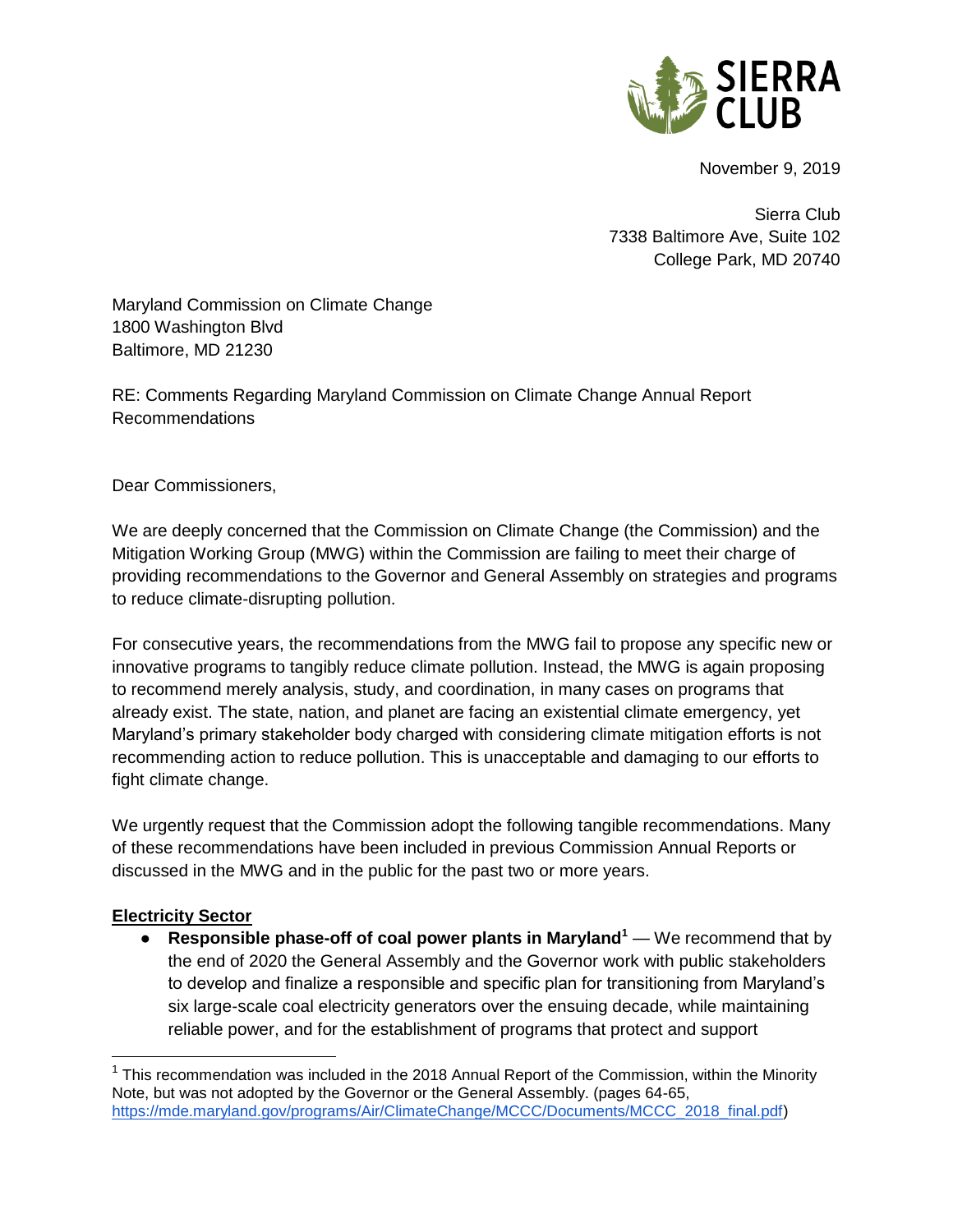November 9, 2019

Sierra Club
7338 Baltimore Ave, Suite 102
College Park, MD 20740

Maryland Commission on Climate Change
1800 Washington Blvd
Baltimore, MD 21230

RE: Comments Regarding Maryland Commission on Climate Change Annual Report Recommendations

Dear Commissioners,

We are deeply concerned that the Commission on Climate Change (the Commission) and the Mitigation Working Group (MWG) within the Commission are failing to meet their charge of providing recommendations to the Governor and General Assembly on strategies and programs to reduce climate-disrupting pollution.

For consecutive years, the recommendations from the MWG fail to propose any specific new or innovative programs to tangibly reduce climate pollution. Instead, the MWG is again proposing to recommend merely analysis, study, and coordination, in many cases on programs that already exist. The state, nation, and planet are facing an existential climate emergency, yet Maryland's primary stakeholder body charged with considering climate mitigation efforts is not recommending action to reduce pollution. This is unacceptable and damaging to our efforts to fight climate change.

We urgently request that the Commission adopt the following tangible recommendations. Many of these recommendations have been included in previous Commission Annual Reports or discussed in the MWG and in the public for the past two or more years.

**Electricity Sector**

- **Responsible phase-off of coal power plants in Maryland**[1] — We recommend that by the end of 2020 the General Assembly and the Governor work with public stakeholders to develop and finalize a responsible and specific plan for transitioning from Maryland's six large-scale coal electricity generators over the ensuing decade, while maintaining reliable power, and for the establishment of programs that protect and support

---

[1] This recommendation was included in the 2018 Annual Report of the Commission, within the Minority Note, but was not adopted by the Governor or the General Assembly. (pages 64-65, https://mde.maryland.gov/programs/Air/ClimateChange/MCCC/Documents/MCCC_2018_final.pdf)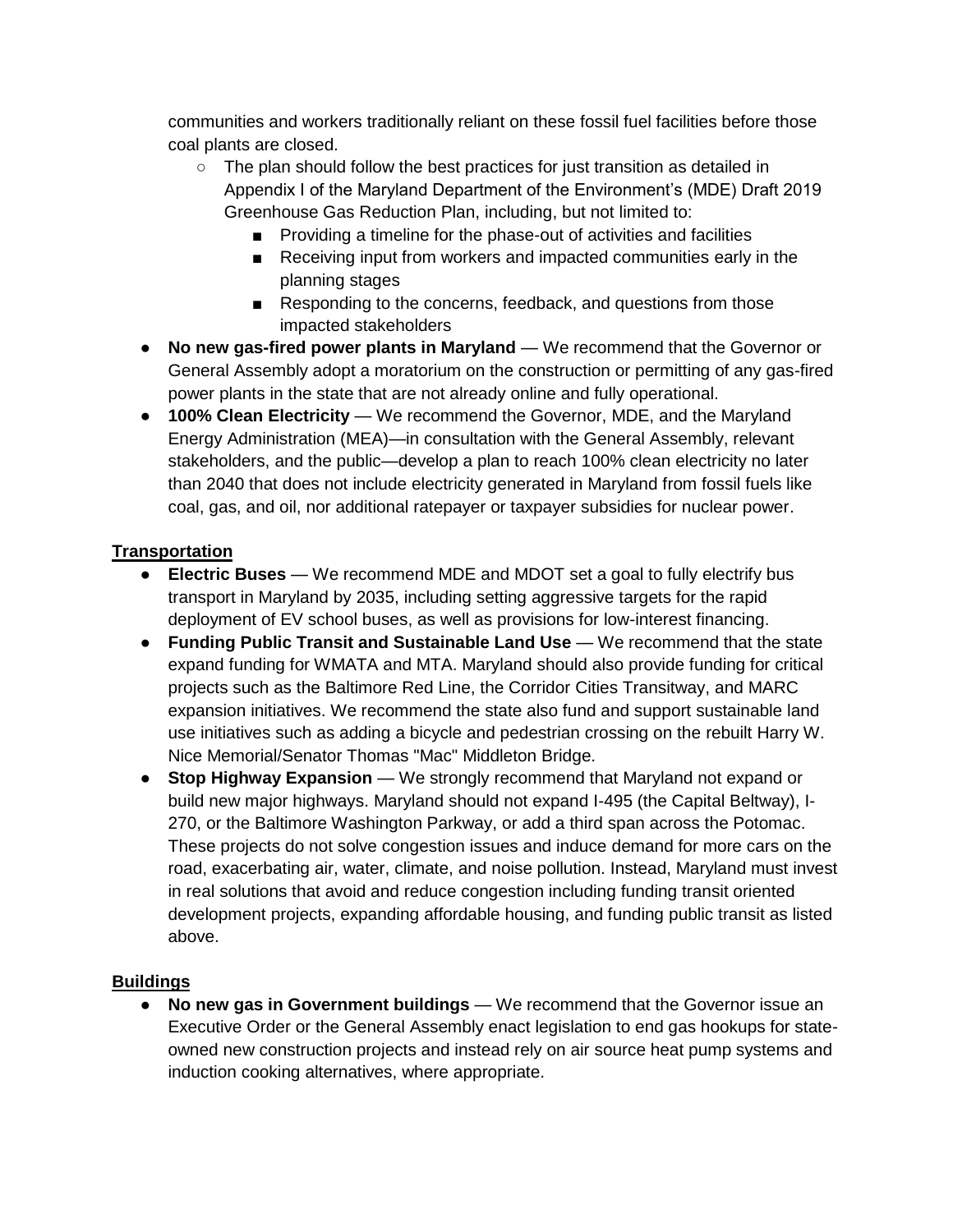communities and workers traditionally reliant on these fossil fuel facilities before those coal plants are closed.
   - The plan should follow the best practices for just transition as detailed in Appendix I of the Maryland Department of the Environment's (MDE) Draft 2019 Greenhouse Gas Reduction Plan, including, but not limited to:
      - Providing a timeline for the phase-out of activities and facilities
      - Receiving input from workers and impacted communities early in the planning stages
      - Responding to the concerns, feedback, and questions from those impacted stakeholders
- **No new gas-fired power plants in Maryland** — We recommend that the Governor or General Assembly adopt a moratorium on the construction or permitting of any gas-fired power plants in the state that are not already online and fully operational.
- **100% Clean Electricity** — We recommend the Governor, MDE, and the Maryland Energy Administration (MEA)—in consultation with the General Assembly, relevant stakeholders, and the public—develop a plan to reach 100% clean electricity no later than 2040 that does not include electricity generated in Maryland from fossil fuels like coal, gas, and oil, nor additional ratepayer or taxpayer subsidies for nuclear power.

## Transportation

- **Electric Buses** — We recommend MDE and MDOT set a goal to fully electrify bus transport in Maryland by 2035, including setting aggressive targets for the rapid deployment of EV school buses, as well as provisions for low-interest financing.
- **Funding Public Transit and Sustainable Land Use** — We recommend that the state expand funding for WMATA and MTA. Maryland should also provide funding for critical projects such as the Baltimore Red Line, the Corridor Cities Transitway, and MARC expansion initiatives. We recommend the state also fund and support sustainable land use initiatives such as adding a bicycle and pedestrian crossing on the rebuilt Harry W. Nice Memorial/Senator Thomas "Mac" Middleton Bridge.
- **Stop Highway Expansion** — We strongly recommend that Maryland not expand or build new major highways. Maryland should not expand I-495 (the Capital Beltway), I-270, or the Baltimore Washington Parkway, or add a third span across the Potomac. These projects do not solve congestion issues and induce demand for more cars on the road, exacerbating air, water, climate, and noise pollution. Instead, Maryland must invest in real solutions that avoid and reduce congestion including funding transit oriented development projects, expanding affordable housing, and funding public transit as listed above.

## Buildings

- **No new gas in Government buildings** — We recommend that the Governor issue an Executive Order or the General Assembly enact legislation to end gas hookups for state-owned new construction projects and instead rely on air source heat pump systems and induction cooking alternatives, where appropriate.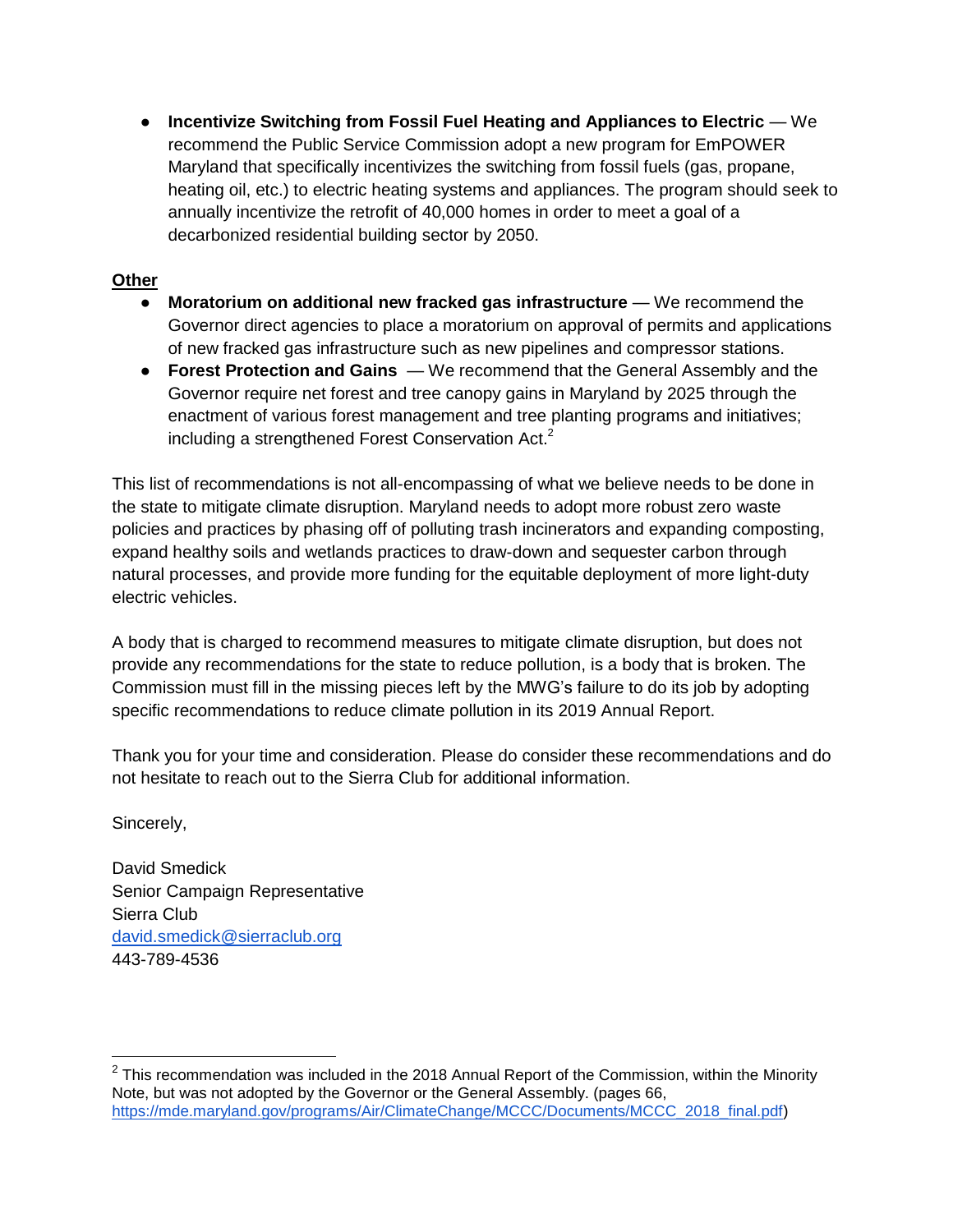- **Incentivize Switching from Fossil Fuel Heating and Appliances to Electric** — We recommend the Public Service Commission adopt a new program for EmPOWER Maryland that specifically incentivizes the switching from fossil fuels (gas, propane, heating oil, etc.) to electric heating systems and appliances. The program should seek to annually incentivize the retrofit of 40,000 homes in order to meet a goal of a decarbonized residential building sector by 2050.

**Other**

- **Moratorium on additional new fracked gas infrastructure** — We recommend the Governor direct agencies to place a moratorium on approval of permits and applications of new fracked gas infrastructure such as new pipelines and compressor stations.
- **Forest Protection and Gains** — We recommend that the General Assembly and the Governor require net forest and tree canopy gains in Maryland by 2025 through the enactment of various forest management and tree planting programs and initiatives; including a strengthened Forest Conservation Act.[2]

This list of recommendations is not all-encompassing of what we believe needs to be done in the state to mitigate climate disruption. Maryland needs to adopt more robust zero waste policies and practices by phasing off of polluting trash incinerators and expanding composting, expand healthy soils and wetlands practices to draw-down and sequester carbon through natural processes, and provide more funding for the equitable deployment of more light-duty electric vehicles.

A body that is charged to recommend measures to mitigate climate disruption, but does not provide any recommendations for the state to reduce pollution, is a body that is broken. The Commission must fill in the missing pieces left by the MWG's failure to do its job by adopting specific recommendations to reduce climate pollution in its 2019 Annual Report.

Thank you for your time and consideration. Please do consider these recommendations and do not hesitate to reach out to the Sierra Club for additional information.

Sincerely,

David Smedick
Senior Campaign Representative
Sierra Club
david.smedick@sierraclub.org
443-789-4536

---

[2] This recommendation was included in the 2018 Annual Report of the Commission, within the Minority Note, but was not adopted by the Governor or the General Assembly. (pages 66, https://mde.maryland.gov/programs/Air/ClimateChange/MCCC/Documents/MCCC_2018_final.pdf)